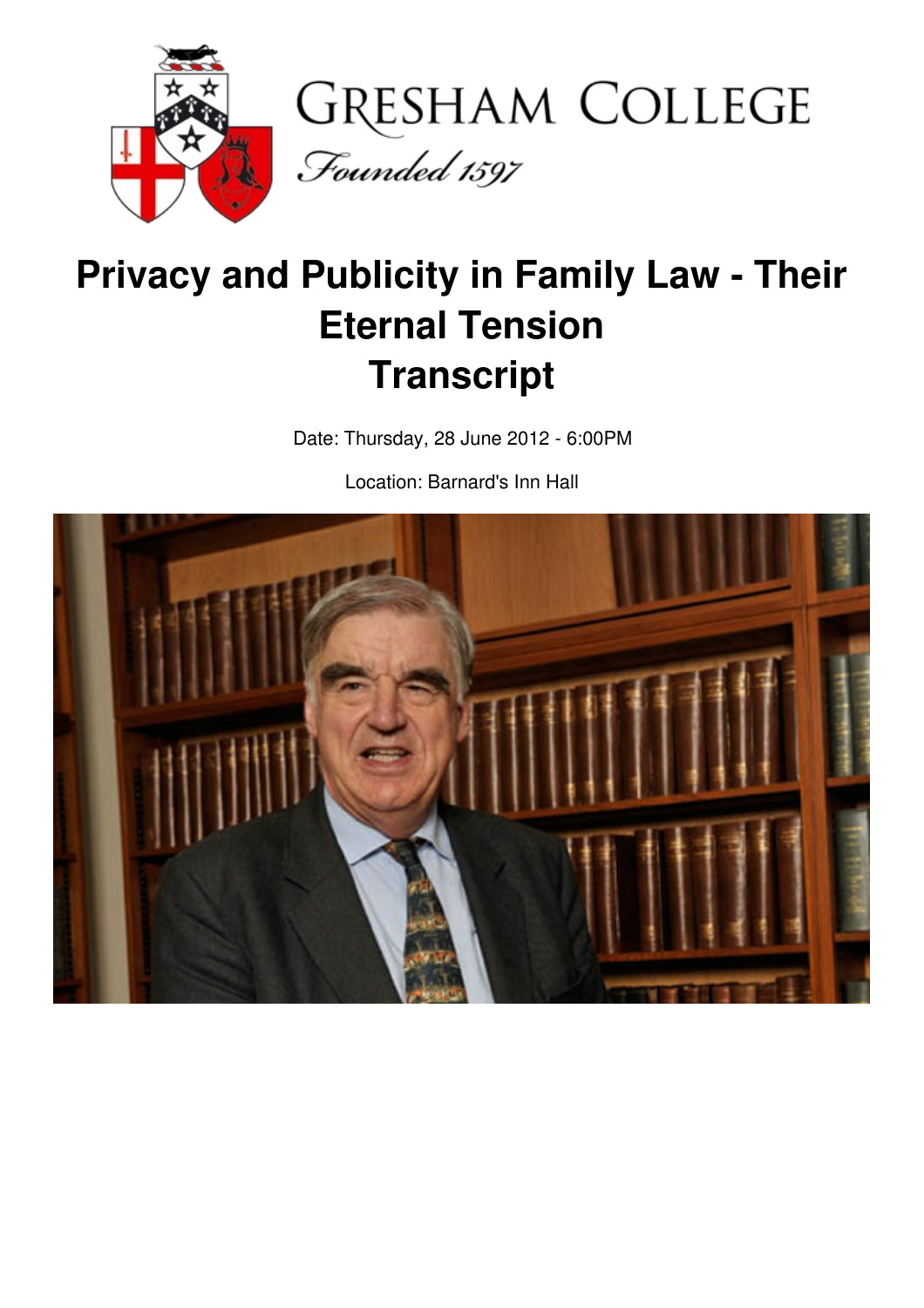# Privacy and Publicity in Family Law - Their Eternal Tension
# Transcript

Date: Thursday, 28 June 2012 - 6:00PM

Location: Barnard's Inn Hall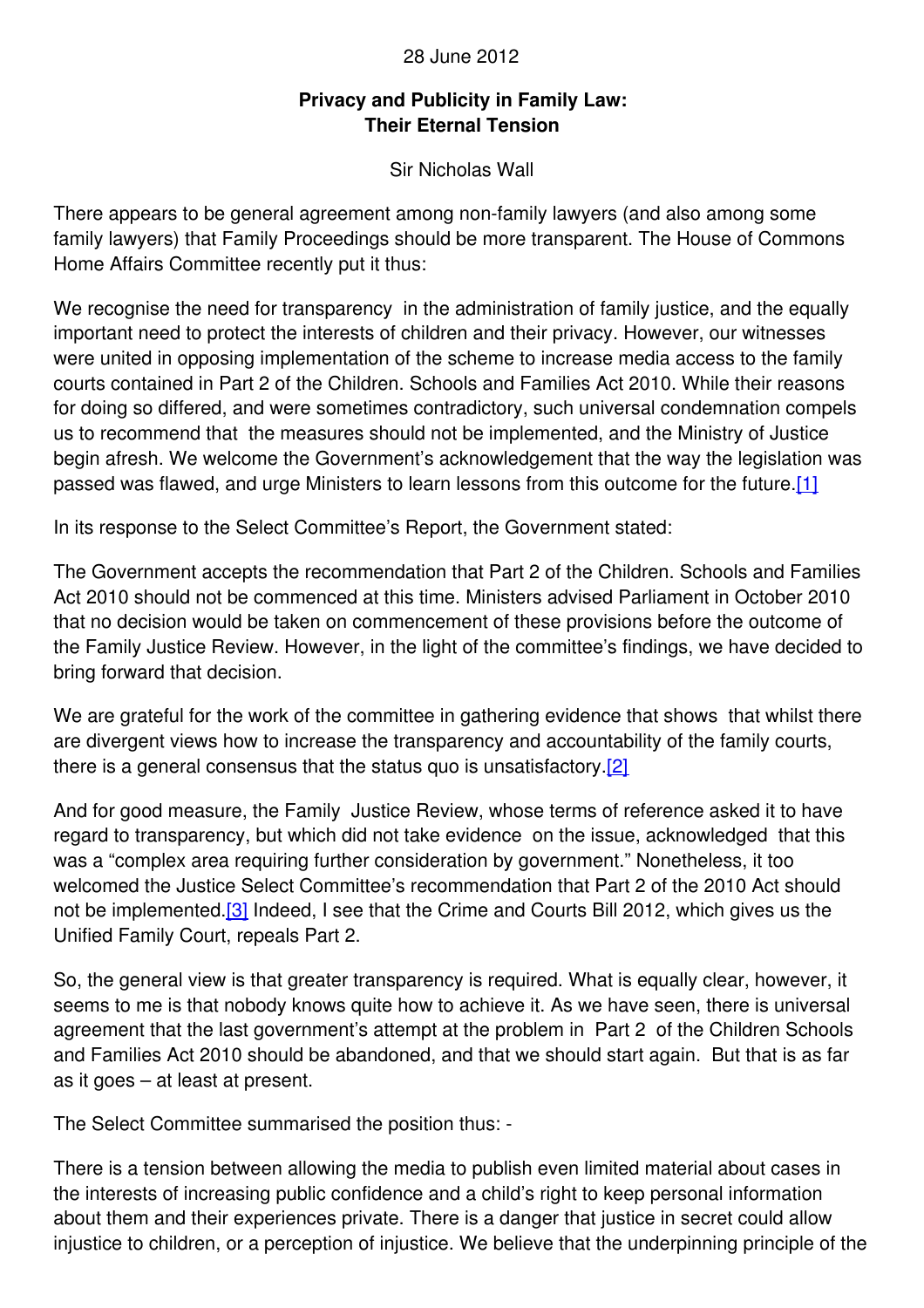28 June 2012

**Privacy and Publicity in Family Law: Their Eternal Tension**

Sir Nicholas Wall

There appears to be general agreement among non-family lawyers (and also among some family lawyers) that Family Proceedings should be more transparent. The House of Commons Home Affairs Committee recently put it thus:

We recognise the need for transparency in the administration of family justice, and the equally important need to protect the interests of children and their privacy. However, our witnesses were united in opposing implementation of the scheme to increase media access to the family courts contained in Part 2 of the Children. Schools and Families Act 2010. While their reasons for doing so differed, and were sometimes contradictory, such universal condemnation compels us to recommend that the measures should not be implemented, and the Ministry of Justice begin afresh. We welcome the Government's acknowledgement that the way the legislation was passed was flawed, and urge Ministers to learn lessons from this outcome for the future.[1]

In its response to the Select Committee's Report, the Government stated:

The Government accepts the recommendation that Part 2 of the Children. Schools and Families Act 2010 should not be commenced at this time. Ministers advised Parliament in October 2010 that no decision would be taken on commencement of these provisions before the outcome of the Family Justice Review. However, in the light of the committee's findings, we have decided to bring forward that decision.

We are grateful for the work of the committee in gathering evidence that shows that whilst there are divergent views how to increase the transparency and accountability of the family courts, there is a general consensus that the status quo is unsatisfactory.[2]

And for good measure, the Family Justice Review, whose terms of reference asked it to have regard to transparency, but which did not take evidence on the issue, acknowledged that this was a "complex area requiring further consideration by government." Nonetheless, it too welcomed the Justice Select Committee's recommendation that Part 2 of the 2010 Act should not be implemented.[3] Indeed, I see that the Crime and Courts Bill 2012, which gives us the Unified Family Court, repeals Part 2.

So, the general view is that greater transparency is required. What is equally clear, however, it seems to me is that nobody knows quite how to achieve it. As we have seen, there is universal agreement that the last government's attempt at the problem in Part 2 of the Children Schools and Families Act 2010 should be abandoned, and that we should start again. But that is as far as it goes – at least at present.

The Select Committee summarised the position thus: -

There is a tension between allowing the media to publish even limited material about cases in the interests of increasing public confidence and a child's right to keep personal information about them and their experiences private. There is a danger that justice in secret could allow injustice to children, or a perception of injustice. We believe that the underpinning principle of the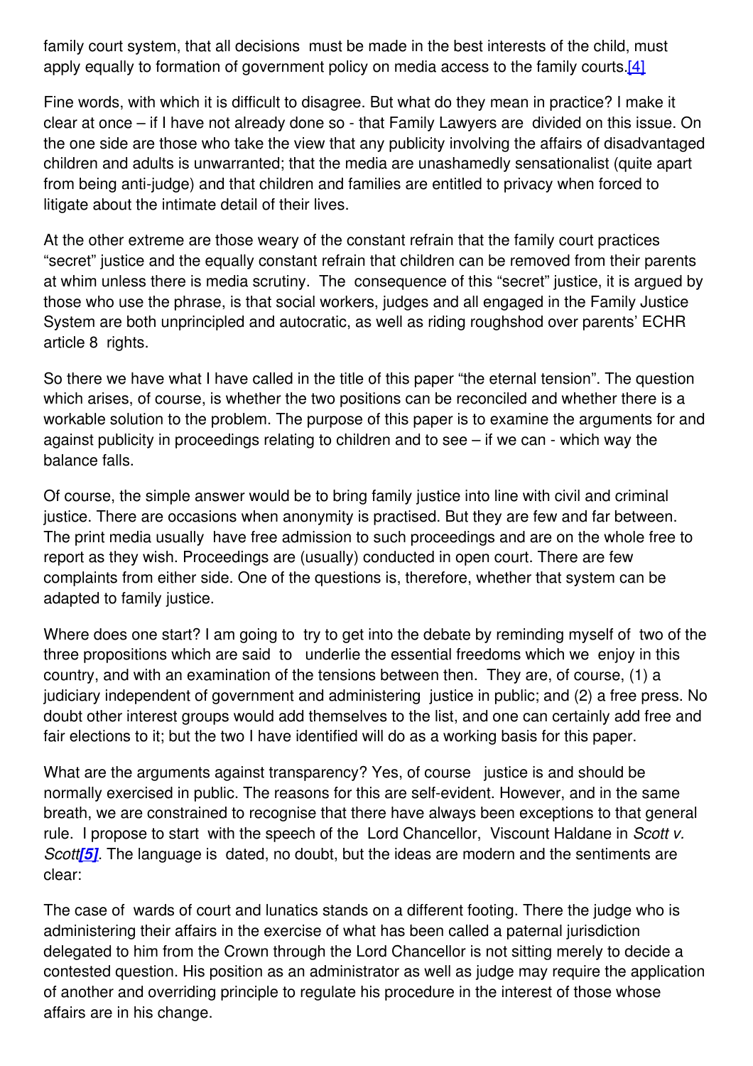family court system, that all decisions must be made in the best interests of the child, must apply equally to formation of government policy on media access to the family courts.[4]

Fine words, with which it is difficult to disagree. But what do they mean in practice? I make it clear at once – if I have not already done so - that Family Lawyers are divided on this issue. On the one side are those who take the view that any publicity involving the affairs of disadvantaged children and adults is unwarranted; that the media are unashamedly sensationalist (quite apart from being anti-judge) and that children and families are entitled to privacy when forced to litigate about the intimate detail of their lives.

At the other extreme are those weary of the constant refrain that the family court practices "secret" justice and the equally constant refrain that children can be removed from their parents at whim unless there is media scrutiny. The consequence of this "secret" justice, it is argued by those who use the phrase, is that social workers, judges and all engaged in the Family Justice System are both unprincipled and autocratic, as well as riding roughshod over parents' ECHR article 8 rights.

So there we have what I have called in the title of this paper "the eternal tension". The question which arises, of course, is whether the two positions can be reconciled and whether there is a workable solution to the problem. The purpose of this paper is to examine the arguments for and against publicity in proceedings relating to children and to see – if we can - which way the balance falls.

Of course, the simple answer would be to bring family justice into line with civil and criminal justice. There are occasions when anonymity is practised. But they are few and far between. The print media usually have free admission to such proceedings and are on the whole free to report as they wish. Proceedings are (usually) conducted in open court. There are few complaints from either side. One of the questions is, therefore, whether that system can be adapted to family justice.

Where does one start? I am going to try to get into the debate by reminding myself of two of the three propositions which are said to underlie the essential freedoms which we enjoy in this country, and with an examination of the tensions between then. They are, of course, (1) a judiciary independent of government and administering justice in public; and (2) a free press. No doubt other interest groups would add themselves to the list, and one can certainly add free and fair elections to it; but the two I have identified will do as a working basis for this paper.

What are the arguments against transparency? Yes, of course justice is and should be normally exercised in public. The reasons for this are self-evident. However, and in the same breath, we are constrained to recognise that there have always been exceptions to that general rule. I propose to start with the speech of the Lord Chancellor, Viscount Haldane in *Scott v. Scott*[5]. The language is dated, no doubt, but the ideas are modern and the sentiments are clear:

The case of wards of court and lunatics stands on a different footing. There the judge who is administering their affairs in the exercise of what has been called a paternal jurisdiction delegated to him from the Crown through the Lord Chancellor is not sitting merely to decide a contested question. His position as an administrator as well as judge may require the application of another and overriding principle to regulate his procedure in the interest of those whose affairs are in his change.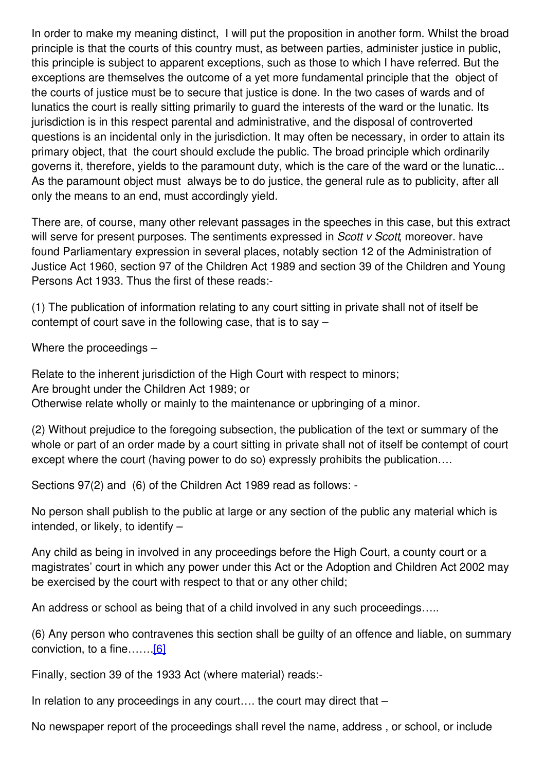In order to make my meaning distinct, I will put the proposition in another form. Whilst the broad principle is that the courts of this country must, as between parties, administer justice in public, this principle is subject to apparent exceptions, such as those to which I have referred. But the exceptions are themselves the outcome of a yet more fundamental principle that the object of the courts of justice must be to secure that justice is done. In the two cases of wards and of lunatics the court is really sitting primarily to guard the interests of the ward or the lunatic. Its jurisdiction is in this respect parental and administrative, and the disposal of controverted questions is an incidental only in the jurisdiction. It may often be necessary, in order to attain its primary object, that the court should exclude the public. The broad principle which ordinarily governs it, therefore, yields to the paramount duty, which is the care of the ward or the lunatic... As the paramount object must always be to do justice, the general rule as to publicity, after all only the means to an end, must accordingly yield.

There are, of course, many other relevant passages in the speeches in this case, but this extract will serve for present purposes. The sentiments expressed in *Scott v Scott*, moreover. have found Parliamentary expression in several places, notably section 12 of the Administration of Justice Act 1960, section 97 of the Children Act 1989 and section 39 of the Children and Young Persons Act 1933. Thus the first of these reads:-

(1) The publication of information relating to any court sitting in private shall not of itself be contempt of court save in the following case, that is to say –

Where the proceedings –

Relate to the inherent jurisdiction of the High Court with respect to minors;
Are brought under the Children Act 1989; or
Otherwise relate wholly or mainly to the maintenance or upbringing of a minor.

(2) Without prejudice to the foregoing subsection, the publication of the text or summary of the whole or part of an order made by a court sitting in private shall not of itself be contempt of court except where the court (having power to do so) expressly prohibits the publication….

Sections 97(2) and (6) of the Children Act 1989 read as follows: -

No person shall publish to the public at large or any section of the public any material which is intended, or likely, to identify –

Any child as being in involved in any proceedings before the High Court, a county court or a magistrates' court in which any power under this Act or the Adoption and Children Act 2002 may be exercised by the court with respect to that or any other child;

An address or school as being that of a child involved in any such proceedings…..

(6) Any person who contravenes this section shall be guilty of an offence and liable, on summary conviction, to a fine…….[6]

Finally, section 39 of the 1933 Act (where material) reads:-

In relation to any proceedings in any court…. the court may direct that –

No newspaper report of the proceedings shall revel the name, address , or school, or include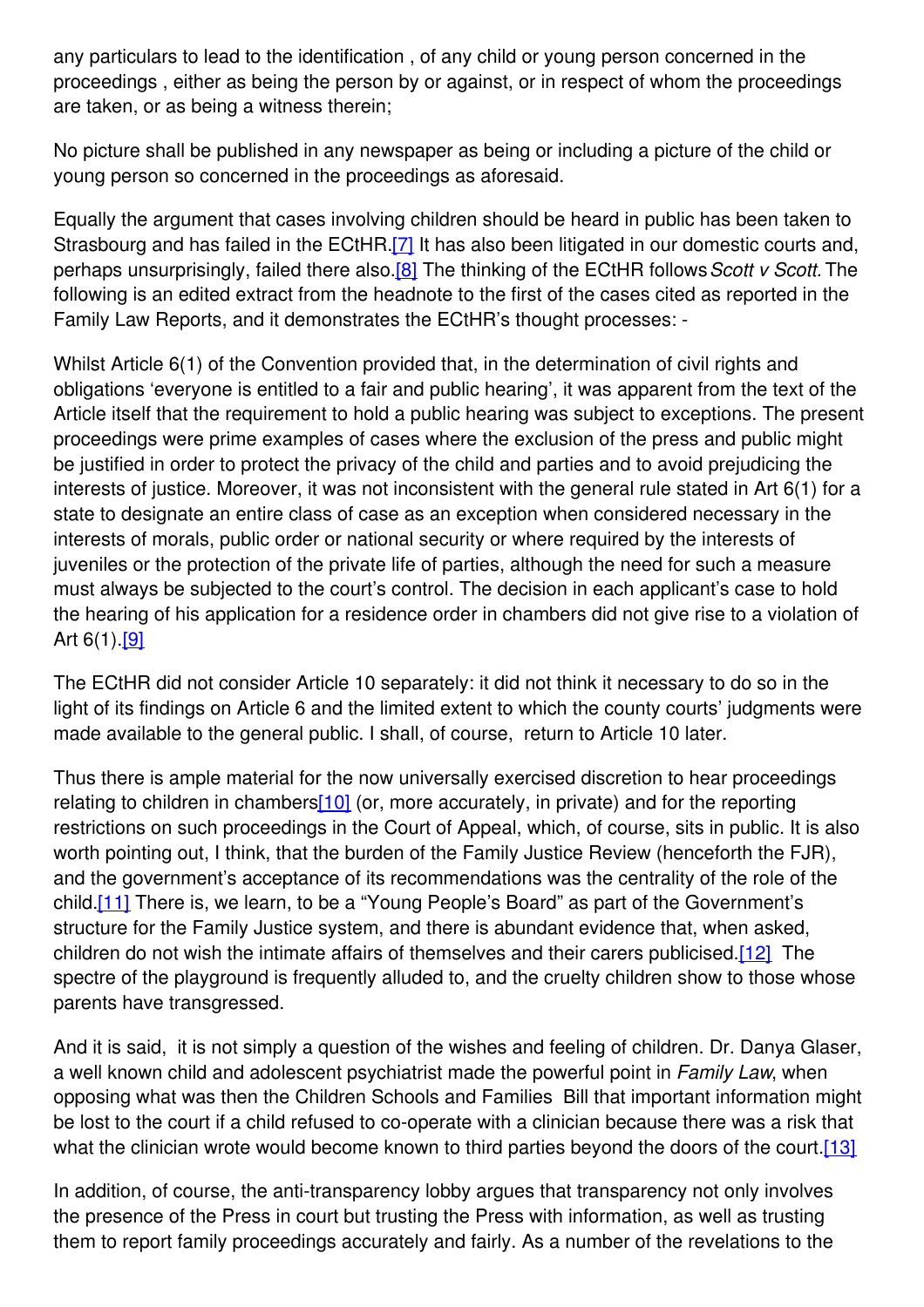any particulars to lead to the identification , of any child or young person concerned in the proceedings , either as being the person by or against, or in respect of whom the proceedings are taken, or as being a witness therein;

No picture shall be published in any newspaper as being or including a picture of the child or young person so concerned in the proceedings as aforesaid.

Equally the argument that cases involving children should be heard in public has been taken to Strasbourg and has failed in the ECtHR.[7] It has also been litigated in our domestic courts and, perhaps unsurprisingly, failed there also.[8] The thinking of the ECtHR follows *Scott v Scott.* The following is an edited extract from the headnote to the first of the cases cited as reported in the Family Law Reports, and it demonstrates the ECtHR's thought processes: -

Whilst Article 6(1) of the Convention provided that, in the determination of civil rights and obligations 'everyone is entitled to a fair and public hearing', it was apparent from the text of the Article itself that the requirement to hold a public hearing was subject to exceptions. The present proceedings were prime examples of cases where the exclusion of the press and public might be justified in order to protect the privacy of the child and parties and to avoid prejudicing the interests of justice. Moreover, it was not inconsistent with the general rule stated in Art 6(1) for a state to designate an entire class of case as an exception when considered necessary in the interests of morals, public order or national security or where required by the interests of juveniles or the protection of the private life of parties, although the need for such a measure must always be subjected to the court's control. The decision in each applicant's case to hold the hearing of his application for a residence order in chambers did not give rise to a violation of Art 6(1).[9]

The ECtHR did not consider Article 10 separately: it did not think it necessary to do so in the light of its findings on Article 6 and the limited extent to which the county courts' judgments were made available to the general public. I shall, of course, return to Article 10 later.

Thus there is ample material for the now universally exercised discretion to hear proceedings relating to children in chambers[10] (or, more accurately, in private) and for the reporting restrictions on such proceedings in the Court of Appeal, which, of course, sits in public. It is also worth pointing out, I think, that the burden of the Family Justice Review (henceforth the FJR), and the government's acceptance of its recommendations was the centrality of the role of the child.[11] There is, we learn, to be a "Young People's Board" as part of the Government's structure for the Family Justice system, and there is abundant evidence that, when asked, children do not wish the intimate affairs of themselves and their carers publicised.[12] The spectre of the playground is frequently alluded to, and the cruelty children show to those whose parents have transgressed.

And it is said, it is not simply a question of the wishes and feeling of children. Dr. Danya Glaser, a well known child and adolescent psychiatrist made the powerful point in *Family Law*, when opposing what was then the Children Schools and Families Bill that important information might be lost to the court if a child refused to co-operate with a clinician because there was a risk that what the clinician wrote would become known to third parties beyond the doors of the court.[13]

In addition, of course, the anti-transparency lobby argues that transparency not only involves the presence of the Press in court but trusting the Press with information, as well as trusting them to report family proceedings accurately and fairly. As a number of the revelations to the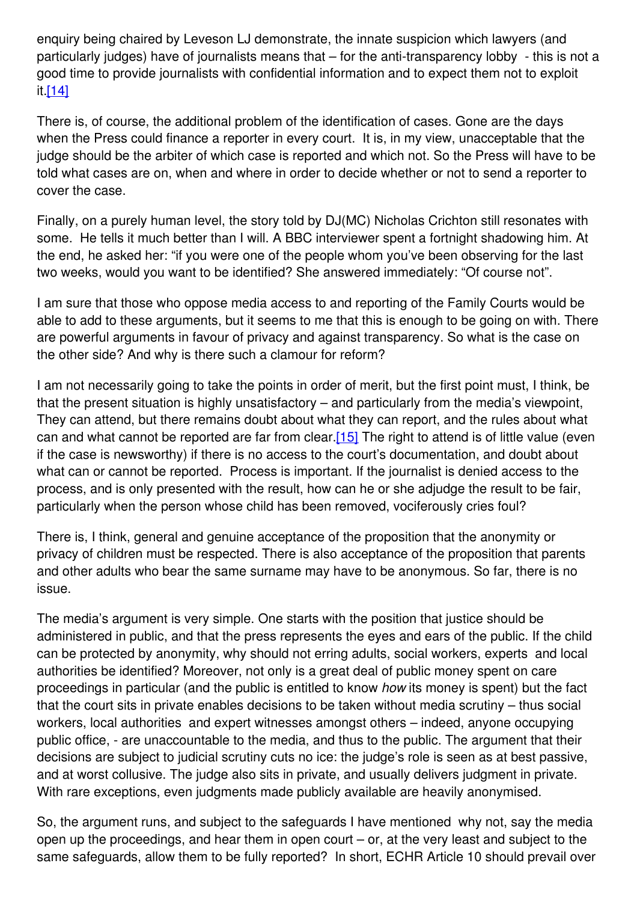enquiry being chaired by Leveson LJ demonstrate, the innate suspicion which lawyers (and particularly judges) have of journalists means that – for the anti-transparency lobby - this is not a good time to provide journalists with confidential information and to expect them not to exploit it.[14]

There is, of course, the additional problem of the identification of cases. Gone are the days when the Press could finance a reporter in every court. It is, in my view, unacceptable that the judge should be the arbiter of which case is reported and which not. So the Press will have to be told what cases are on, when and where in order to decide whether or not to send a reporter to cover the case.

Finally, on a purely human level, the story told by DJ(MC) Nicholas Crichton still resonates with some. He tells it much better than I will. A BBC interviewer spent a fortnight shadowing him. At the end, he asked her: "if you were one of the people whom you've been observing for the last two weeks, would you want to be identified? She answered immediately: "Of course not".

I am sure that those who oppose media access to and reporting of the Family Courts would be able to add to these arguments, but it seems to me that this is enough to be going on with. There are powerful arguments in favour of privacy and against transparency. So what is the case on the other side? And why is there such a clamour for reform?

I am not necessarily going to take the points in order of merit, but the first point must, I think, be that the present situation is highly unsatisfactory – and particularly from the media's viewpoint, They can attend, but there remains doubt about what they can report, and the rules about what can and what cannot be reported are far from clear.[15] The right to attend is of little value (even if the case is newsworthy) if there is no access to the court's documentation, and doubt about what can or cannot be reported. Process is important. If the journalist is denied access to the process, and is only presented with the result, how can he or she adjudge the result to be fair, particularly when the person whose child has been removed, vociferously cries foul?

There is, I think, general and genuine acceptance of the proposition that the anonymity or privacy of children must be respected. There is also acceptance of the proposition that parents and other adults who bear the same surname may have to be anonymous. So far, there is no issue.

The media's argument is very simple. One starts with the position that justice should be administered in public, and that the press represents the eyes and ears of the public. If the child can be protected by anonymity, why should not erring adults, social workers, experts and local authorities be identified? Moreover, not only is a great deal of public money spent on care proceedings in particular (and the public is entitled to know *how* its money is spent) but the fact that the court sits in private enables decisions to be taken without media scrutiny – thus social workers, local authorities and expert witnesses amongst others – indeed, anyone occupying public office, - are unaccountable to the media, and thus to the public. The argument that their decisions are subject to judicial scrutiny cuts no ice: the judge's role is seen as at best passive, and at worst collusive. The judge also sits in private, and usually delivers judgment in private. With rare exceptions, even judgments made publicly available are heavily anonymised.

So, the argument runs, and subject to the safeguards I have mentioned why not, say the media open up the proceedings, and hear them in open court – or, at the very least and subject to the same safeguards, allow them to be fully reported? In short, ECHR Article 10 should prevail over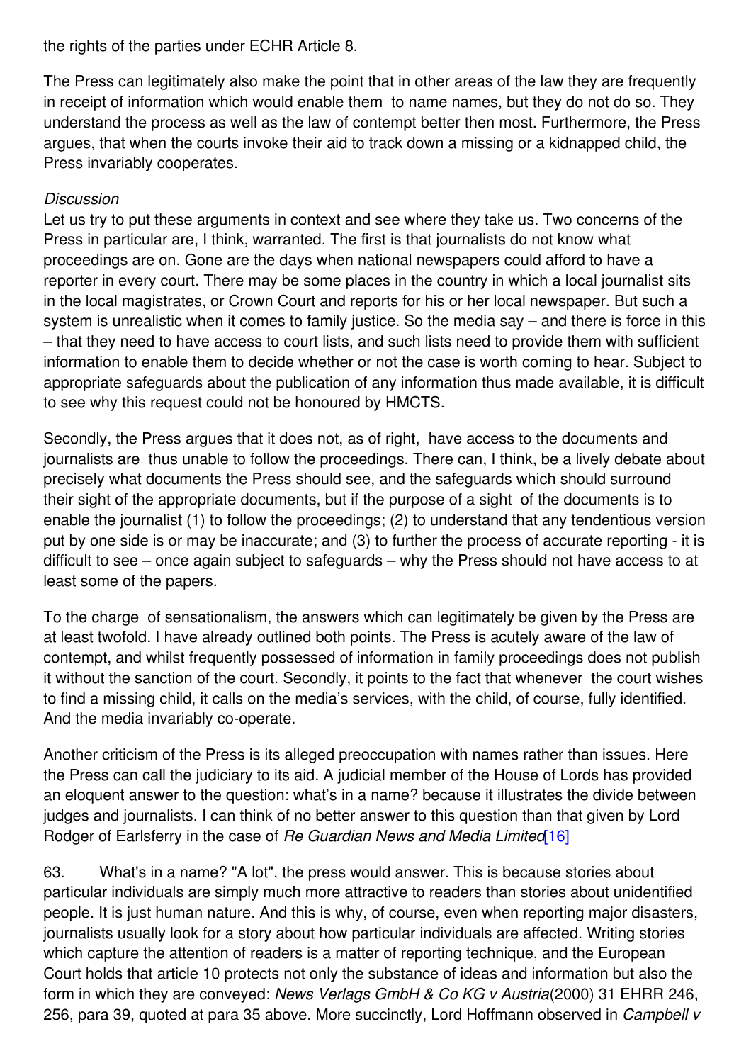the rights of the parties under ECHR Article 8.

The Press can legitimately also make the point that in other areas of the law they are frequently in receipt of information which would enable them to name names, but they do not do so. They understand the process as well as the law of contempt better then most. Furthermore, the Press argues, that when the courts invoke their aid to track down a missing or a kidnapped child, the Press invariably cooperates.

*Discussion*

Let us try to put these arguments in context and see where they take us. Two concerns of the Press in particular are, I think, warranted. The first is that journalists do not know what proceedings are on. Gone are the days when national newspapers could afford to have a reporter in every court. There may be some places in the country in which a local journalist sits in the local magistrates, or Crown Court and reports for his or her local newspaper. But such a system is unrealistic when it comes to family justice. So the media say – and there is force in this – that they need to have access to court lists, and such lists need to provide them with sufficient information to enable them to decide whether or not the case is worth coming to hear. Subject to appropriate safeguards about the publication of any information thus made available, it is difficult to see why this request could not be honoured by HMCTS.

Secondly, the Press argues that it does not, as of right, have access to the documents and journalists are thus unable to follow the proceedings. There can, I think, be a lively debate about precisely what documents the Press should see, and the safeguards which should surround their sight of the appropriate documents, but if the purpose of a sight of the documents is to enable the journalist (1) to follow the proceedings; (2) to understand that any tendentious version put by one side is or may be inaccurate; and (3) to further the process of accurate reporting - it is difficult to see – once again subject to safeguards – why the Press should not have access to at least some of the papers.

To the charge of sensationalism, the answers which can legitimately be given by the Press are at least twofold. I have already outlined both points. The Press is acutely aware of the law of contempt, and whilst frequently possessed of information in family proceedings does not publish it without the sanction of the court. Secondly, it points to the fact that whenever the court wishes to find a missing child, it calls on the media's services, with the child, of course, fully identified. And the media invariably co-operate.

Another criticism of the Press is its alleged preoccupation with names rather than issues. Here the Press can call the judiciary to its aid. A judicial member of the House of Lords has provided an eloquent answer to the question: what's in a name? because it illustrates the divide between judges and journalists. I can think of no better answer to this question than that given by Lord Rodger of Earlsferry in the case of *Re Guardian News and Media Limited*[16]

63. What's in a name? "A lot", the press would answer. This is because stories about particular individuals are simply much more attractive to readers than stories about unidentified people. It is just human nature. And this is why, of course, even when reporting major disasters, journalists usually look for a story about how particular individuals are affected. Writing stories which capture the attention of readers is a matter of reporting technique, and the European Court holds that article 10 protects not only the substance of ideas and information but also the form in which they are conveyed: *News Verlags GmbH & Co KG v Austria*(2000) 31 EHRR 246, 256, para 39, quoted at para 35 above. More succinctly, Lord Hoffmann observed in *Campbell v*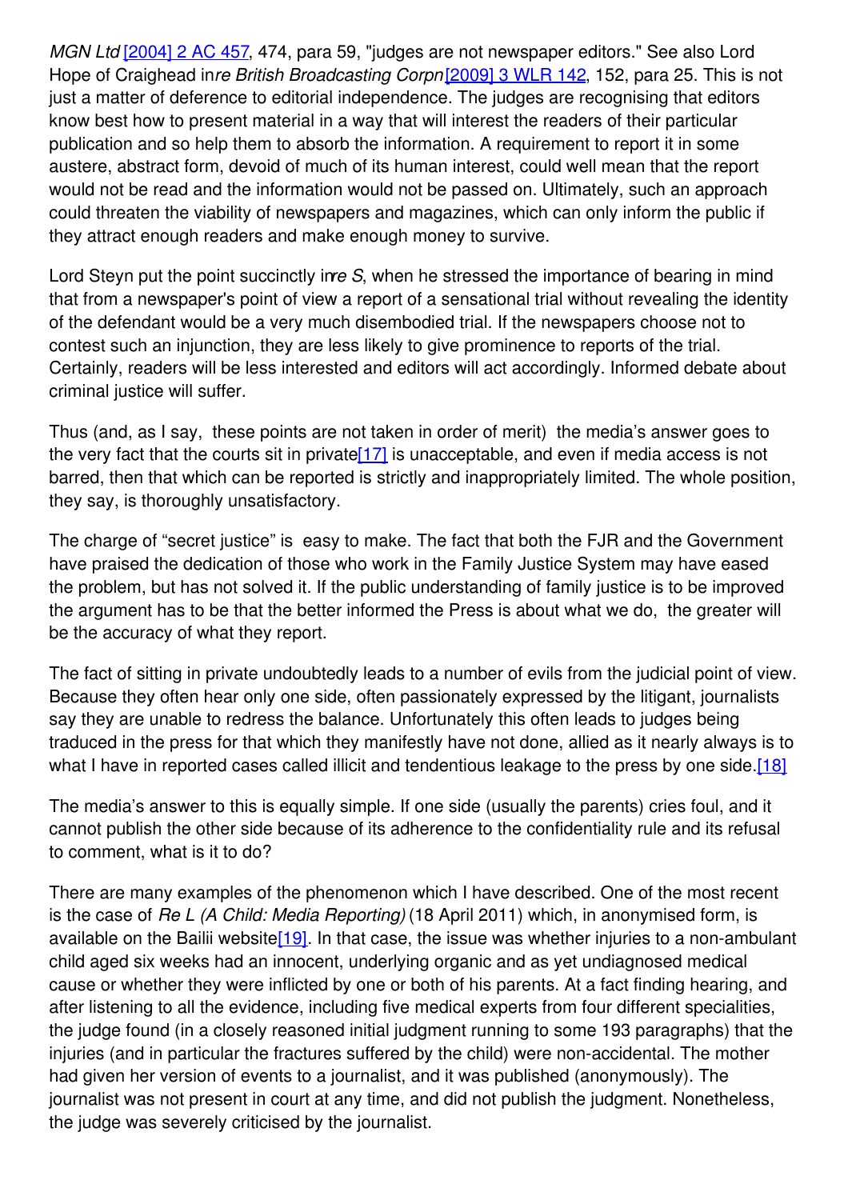*MGN Ltd* [2004] 2 AC 457, 474, para 59, "judges are not newspaper editors." See also Lord Hope of Craighead in *re British Broadcasting Corpn* [2009] 3 WLR 142, 152, para 25. This is not just a matter of deference to editorial independence. The judges are recognising that editors know best how to present material in a way that will interest the readers of their particular publication and so help them to absorb the information. A requirement to report it in some austere, abstract form, devoid of much of its human interest, could well mean that the report would not be read and the information would not be passed on. Ultimately, such an approach could threaten the viability of newspapers and magazines, which can only inform the public if they attract enough readers and make enough money to survive.

Lord Steyn put the point succinctly in *re S*, when he stressed the importance of bearing in mind that from a newspaper's point of view a report of a sensational trial without revealing the identity of the defendant would be a very much disembodied trial. If the newspapers choose not to contest such an injunction, they are less likely to give prominence to reports of the trial. Certainly, readers will be less interested and editors will act accordingly. Informed debate about criminal justice will suffer.

Thus (and, as I say, these points are not taken in order of merit) the media's answer goes to the very fact that the courts sit in private[17] is unacceptable, and even if media access is not barred, then that which can be reported is strictly and inappropriately limited. The whole position, they say, is thoroughly unsatisfactory.

The charge of "secret justice" is easy to make. The fact that both the FJR and the Government have praised the dedication of those who work in the Family Justice System may have eased the problem, but has not solved it. If the public understanding of family justice is to be improved the argument has to be that the better informed the Press is about what we do, the greater will be the accuracy of what they report.

The fact of sitting in private undoubtedly leads to a number of evils from the judicial point of view. Because they often hear only one side, often passionately expressed by the litigant, journalists say they are unable to redress the balance. Unfortunately this often leads to judges being traduced in the press for that which they manifestly have not done, allied as it nearly always is to what I have in reported cases called illicit and tendentious leakage to the press by one side.[18]

The media's answer to this is equally simple. If one side (usually the parents) cries foul, and it cannot publish the other side because of its adherence to the confidentiality rule and its refusal to comment, what is it to do?

There are many examples of the phenomenon which I have described. One of the most recent is the case of *Re L (A Child: Media Reporting)* (18 April 2011) which, in anonymised form, is available on the Bailii website[19]. In that case, the issue was whether injuries to a non-ambulant child aged six weeks had an innocent, underlying organic and as yet undiagnosed medical cause or whether they were inflicted by one or both of his parents. At a fact finding hearing, and after listening to all the evidence, including five medical experts from four different specialities, the judge found (in a closely reasoned initial judgment running to some 193 paragraphs) that the injuries (and in particular the fractures suffered by the child) were non-accidental. The mother had given her version of events to a journalist, and it was published (anonymously). The journalist was not present in court at any time, and did not publish the judgment. Nonetheless, the judge was severely criticised by the journalist.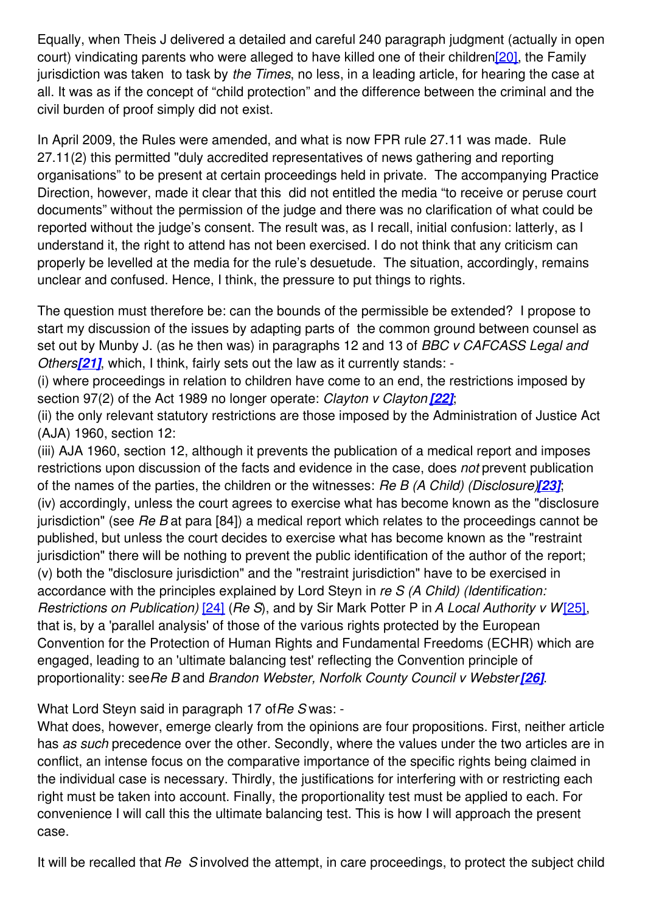Equally, when Theis J delivered a detailed and careful 240 paragraph judgment (actually in open court) vindicating parents who were alleged to have killed one of their children[20], the Family jurisdiction was taken to task by *the Times*, no less, in a leading article, for hearing the case at all. It was as if the concept of "child protection" and the difference between the criminal and the civil burden of proof simply did not exist.

In April 2009, the Rules were amended, and what is now FPR rule 27.11 was made. Rule 27.11(2) this permitted "duly accredited representatives of news gathering and reporting organisations" to be present at certain proceedings held in private. The accompanying Practice Direction, however, made it clear that this did not entitled the media "to receive or peruse court documents" without the permission of the judge and there was no clarification of what could be reported without the judge's consent. The result was, as I recall, initial confusion: latterly, as I understand it, the right to attend has not been exercised. I do not think that any criticism can properly be levelled at the media for the rule's desuetude. The situation, accordingly, remains unclear and confused. Hence, I think, the pressure to put things to rights.

The question must therefore be: can the bounds of the permissible be extended? I propose to start my discussion of the issues by adapting parts of the common ground between counsel as set out by Munby J. (as he then was) in paragraphs 12 and 13 of *BBC v CAFCASS Legal and Others*[21], which, I think, fairly sets out the law as it currently stands: -

(i) where proceedings in relation to children have come to an end, the restrictions imposed by section 97(2) of the Act 1989 no longer operate: *Clayton v Clayton* [22];

(ii) the only relevant statutory restrictions are those imposed by the Administration of Justice Act (AJA) 1960, section 12:

(iii) AJA 1960, section 12, although it prevents the publication of a medical report and imposes restrictions upon discussion of the facts and evidence in the case, does *not* prevent publication of the names of the parties, the children or the witnesses: *Re B (A Child) (Disclosure)*[23];

(iv) accordingly, unless the court agrees to exercise what has become known as the "disclosure jurisdiction" (see *Re B* at para [84]) a medical report which relates to the proceedings cannot be published, but unless the court decides to exercise what has become known as the "restraint jurisdiction" there will be nothing to prevent the public identification of the author of the report;

(v) both the "disclosure jurisdiction" and the "restraint jurisdiction" have to be exercised in accordance with the principles explained by Lord Steyn in *re S (A Child) (Identification: Restrictions on Publication)* [24] (*Re S*), and by Sir Mark Potter P in *A Local Authority v W*[25], that is, by a 'parallel analysis' of those of the various rights protected by the European Convention for the Protection of Human Rights and Fundamental Freedoms (ECHR) which are engaged, leading to an 'ultimate balancing test' reflecting the Convention principle of proportionality: see *Re B* and *Brandon Webster, Norfolk County Council v Webster*[26].

What Lord Steyn said in paragraph 17 of *Re S* was: -

What does, however, emerge clearly from the opinions are four propositions. First, neither article has *as such* precedence over the other. Secondly, where the values under the two articles are in conflict, an intense focus on the comparative importance of the specific rights being claimed in the individual case is necessary. Thirdly, the justifications for interfering with or restricting each right must be taken into account. Finally, the proportionality test must be applied to each. For convenience I will call this the ultimate balancing test. This is how I will approach the present case.

It will be recalled that *Re S* involved the attempt, in care proceedings, to protect the subject child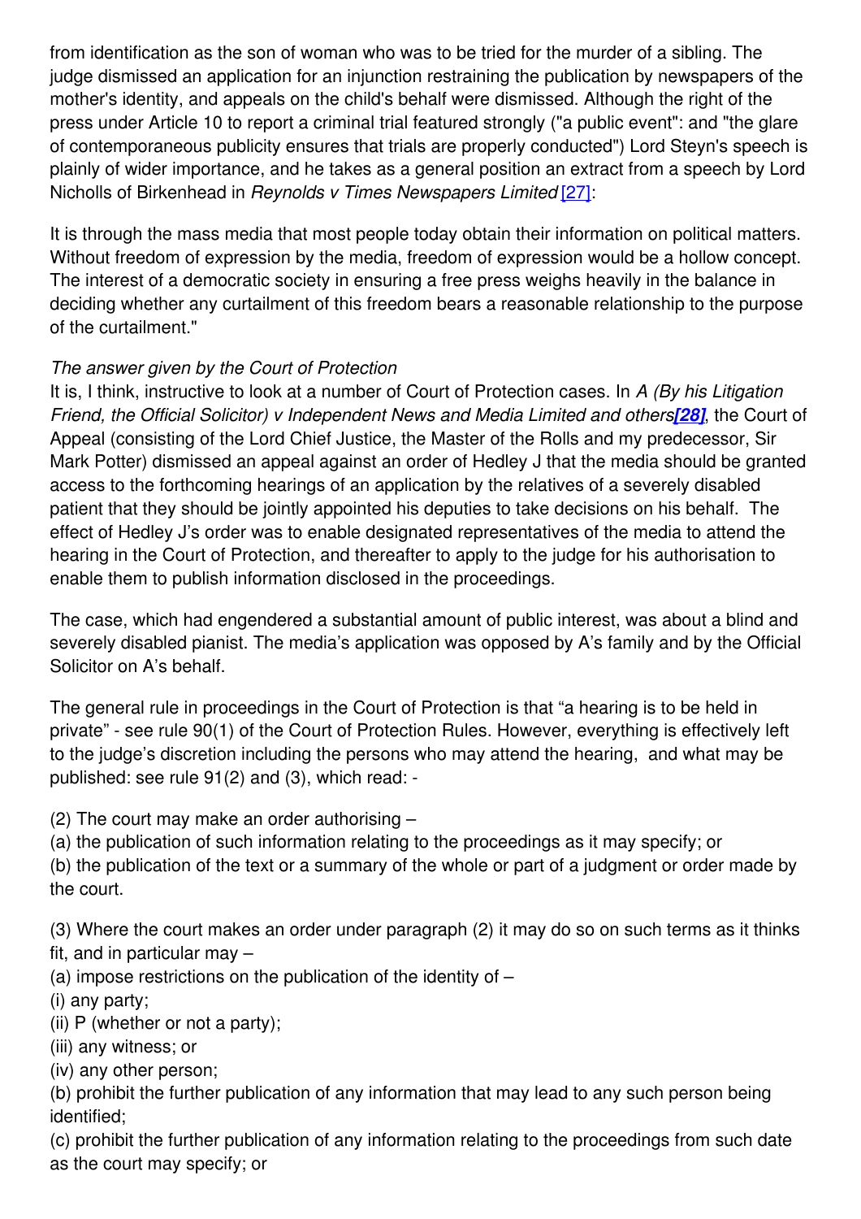from identification as the son of woman who was to be tried for the murder of a sibling. The judge dismissed an application for an injunction restraining the publication by newspapers of the mother's identity, and appeals on the child's behalf were dismissed. Although the right of the press under Article 10 to report a criminal trial featured strongly ("a public event": and "the glare of contemporaneous publicity ensures that trials are properly conducted") Lord Steyn's speech is plainly of wider importance, and he takes as a general position an extract from a speech by Lord Nicholls of Birkenhead in *Reynolds v Times Newspapers Limited* [27]:

It is through the mass media that most people today obtain their information on political matters. Without freedom of expression by the media, freedom of expression would be a hollow concept. The interest of a democratic society in ensuring a free press weighs heavily in the balance in deciding whether any curtailment of this freedom bears a reasonable relationship to the purpose of the curtailment."

*The answer given by the Court of Protection*

It is, I think, instructive to look at a number of Court of Protection cases. In *A (By his Litigation Friend, the Official Solicitor) v Independent News and Media Limited and others* ***[28]***, the Court of Appeal (consisting of the Lord Chief Justice, the Master of the Rolls and my predecessor, Sir Mark Potter) dismissed an appeal against an order of Hedley J that the media should be granted access to the forthcoming hearings of an application by the relatives of a severely disabled patient that they should be jointly appointed his deputies to take decisions on his behalf. The effect of Hedley J's order was to enable designated representatives of the media to attend the hearing in the Court of Protection, and thereafter to apply to the judge for his authorisation to enable them to publish information disclosed in the proceedings.

The case, which had engendered a substantial amount of public interest, was about a blind and severely disabled pianist. The media's application was opposed by A's family and by the Official Solicitor on A's behalf.

The general rule in proceedings in the Court of Protection is that "a hearing is to be held in private" - see rule 90(1) of the Court of Protection Rules. However, everything is effectively left to the judge's discretion including the persons who may attend the hearing, and what may be published: see rule 91(2) and (3), which read: -

(2) The court may make an order authorising –
(a) the publication of such information relating to the proceedings as it may specify; or
(b) the publication of the text or a summary of the whole or part of a judgment or order made by the court.

(3) Where the court makes an order under paragraph (2) it may do so on such terms as it thinks fit, and in particular may –
(a) impose restrictions on the publication of the identity of –
(i) any party;
(ii) P (whether or not a party);
(iii) any witness; or
(iv) any other person;
(b) prohibit the further publication of any information that may lead to any such person being identified;
(c) prohibit the further publication of any information relating to the proceedings from such date as the court may specify; or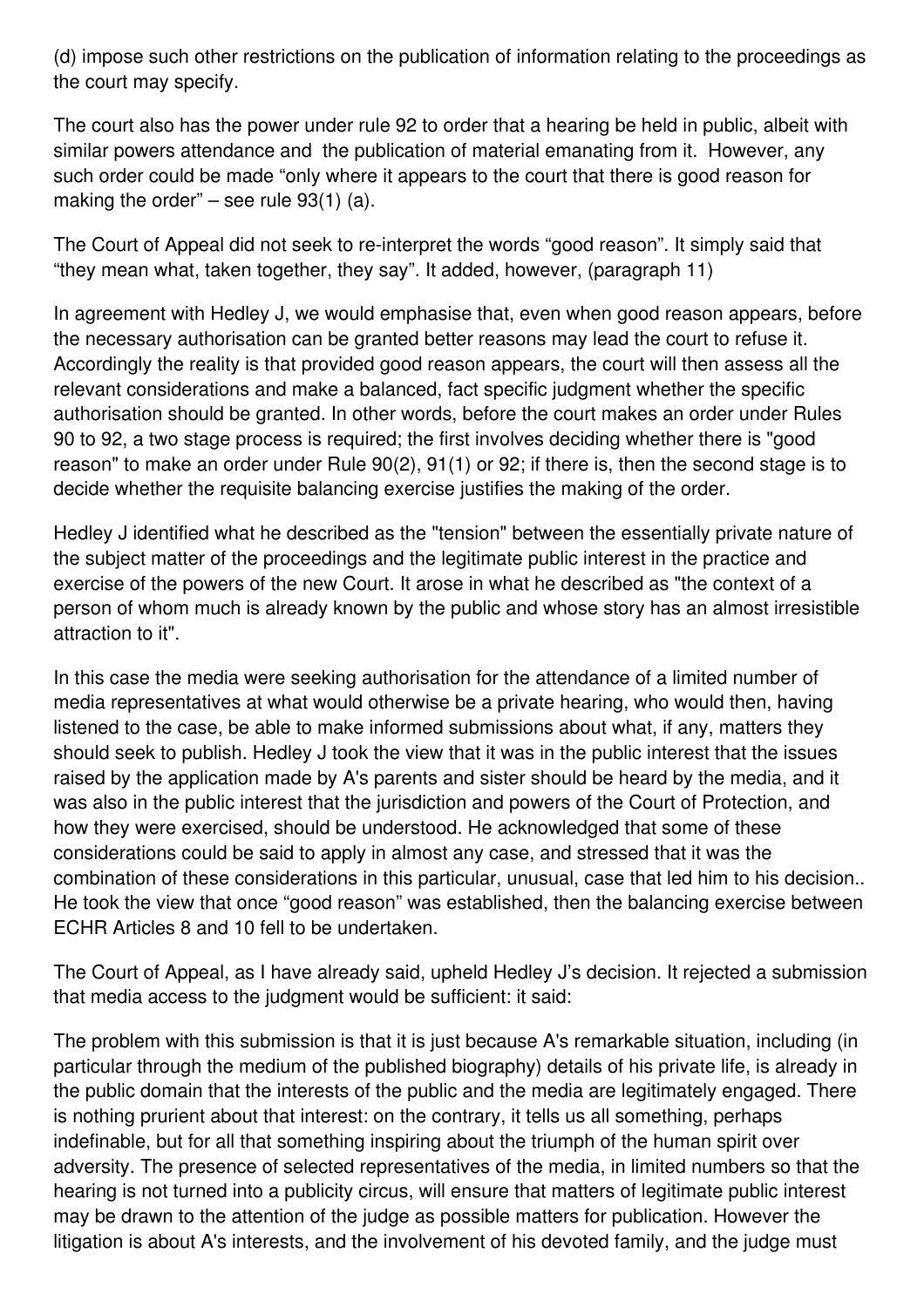(d) impose such other restrictions on the publication of information relating to the proceedings as the court may specify.

The court also has the power under rule 92 to order that a hearing be held in public, albeit with similar powers attendance and the publication of material emanating from it. However, any such order could be made "only where it appears to the court that there is good reason for making the order" – see rule 93(1) (a).

The Court of Appeal did not seek to re-interpret the words "good reason". It simply said that "they mean what, taken together, they say". It added, however, (paragraph 11)

In agreement with Hedley J, we would emphasise that, even when good reason appears, before the necessary authorisation can be granted better reasons may lead the court to refuse it. Accordingly the reality is that provided good reason appears, the court will then assess all the relevant considerations and make a balanced, fact specific judgment whether the specific authorisation should be granted. In other words, before the court makes an order under Rules 90 to 92, a two stage process is required; the first involves deciding whether there is "good reason" to make an order under Rule 90(2), 91(1) or 92; if there is, then the second stage is to decide whether the requisite balancing exercise justifies the making of the order.

Hedley J identified what he described as the "tension" between the essentially private nature of the subject matter of the proceedings and the legitimate public interest in the practice and exercise of the powers of the new Court. It arose in what he described as "the context of a person of whom much is already known by the public and whose story has an almost irresistible attraction to it".

In this case the media were seeking authorisation for the attendance of a limited number of media representatives at what would otherwise be a private hearing, who would then, having listened to the case, be able to make informed submissions about what, if any, matters they should seek to publish. Hedley J took the view that it was in the public interest that the issues raised by the application made by A's parents and sister should be heard by the media, and it was also in the public interest that the jurisdiction and powers of the Court of Protection, and how they were exercised, should be understood. He acknowledged that some of these considerations could be said to apply in almost any case, and stressed that it was the combination of these considerations in this particular, unusual, case that led him to his decision.. He took the view that once "good reason" was established, then the balancing exercise between ECHR Articles 8 and 10 fell to be undertaken.

The Court of Appeal, as I have already said, upheld Hedley J's decision. It rejected a submission that media access to the judgment would be sufficient: it said:

The problem with this submission is that it is just because A's remarkable situation, including (in particular through the medium of the published biography) details of his private life, is already in the public domain that the interests of the public and the media are legitimately engaged. There is nothing prurient about that interest: on the contrary, it tells us all something, perhaps indefinable, but for all that something inspiring about the triumph of the human spirit over adversity. The presence of selected representatives of the media, in limited numbers so that the hearing is not turned into a publicity circus, will ensure that matters of legitimate public interest may be drawn to the attention of the judge as possible matters for publication. However the litigation is about A's interests, and the involvement of his devoted family, and the judge must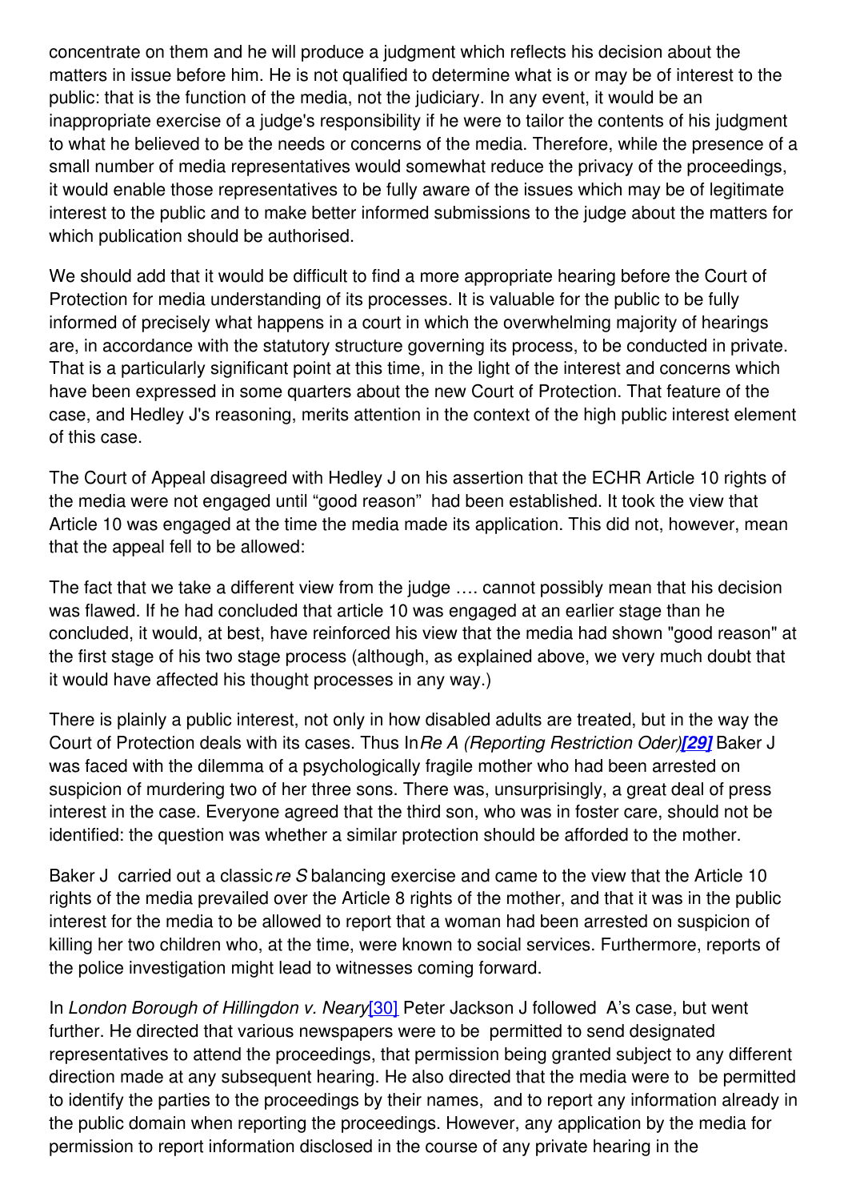concentrate on them and he will produce a judgment which reflects his decision about the matters in issue before him. He is not qualified to determine what is or may be of interest to the public: that is the function of the media, not the judiciary. In any event, it would be an inappropriate exercise of a judge's responsibility if he were to tailor the contents of his judgment to what he believed to be the needs or concerns of the media. Therefore, while the presence of a small number of media representatives would somewhat reduce the privacy of the proceedings, it would enable those representatives to be fully aware of the issues which may be of legitimate interest to the public and to make better informed submissions to the judge about the matters for which publication should be authorised.

We should add that it would be difficult to find a more appropriate hearing before the Court of Protection for media understanding of its processes. It is valuable for the public to be fully informed of precisely what happens in a court in which the overwhelming majority of hearings are, in accordance with the statutory structure governing its process, to be conducted in private. That is a particularly significant point at this time, in the light of the interest and concerns which have been expressed in some quarters about the new Court of Protection. That feature of the case, and Hedley J's reasoning, merits attention in the context of the high public interest element of this case.

The Court of Appeal disagreed with Hedley J on his assertion that the ECHR Article 10 rights of the media were not engaged until "good reason" had been established. It took the view that Article 10 was engaged at the time the media made its application. This did not, however, mean that the appeal fell to be allowed:

The fact that we take a different view from the judge …. cannot possibly mean that his decision was flawed. If he had concluded that article 10 was engaged at an earlier stage than he concluded, it would, at best, have reinforced his view that the media had shown "good reason" at the first stage of his two stage process (although, as explained above, we very much doubt that it would have affected his thought processes in any way.)

There is plainly a public interest, not only in how disabled adults are treated, but in the way the Court of Protection deals with its cases. Thus In *Re A (Reporting Restriction Oder)***[29]** Baker J was faced with the dilemma of a psychologically fragile mother who had been arrested on suspicion of murdering two of her three sons. There was, unsurprisingly, a great deal of press interest in the case. Everyone agreed that the third son, who was in foster care, should not be identified: the question was whether a similar protection should be afforded to the mother.

Baker J carried out a classic *re S* balancing exercise and came to the view that the Article 10 rights of the media prevailed over the Article 8 rights of the mother, and that it was in the public interest for the media to be allowed to report that a woman had been arrested on suspicion of killing her two children who, at the time, were known to social services. Furthermore, reports of the police investigation might lead to witnesses coming forward.

In *London Borough of Hillingdon v. Neary*[30] Peter Jackson J followed A's case, but went further. He directed that various newspapers were to be permitted to send designated representatives to attend the proceedings, that permission being granted subject to any different direction made at any subsequent hearing. He also directed that the media were to be permitted to identify the parties to the proceedings by their names, and to report any information already in the public domain when reporting the proceedings. However, any application by the media for permission to report information disclosed in the course of any private hearing in the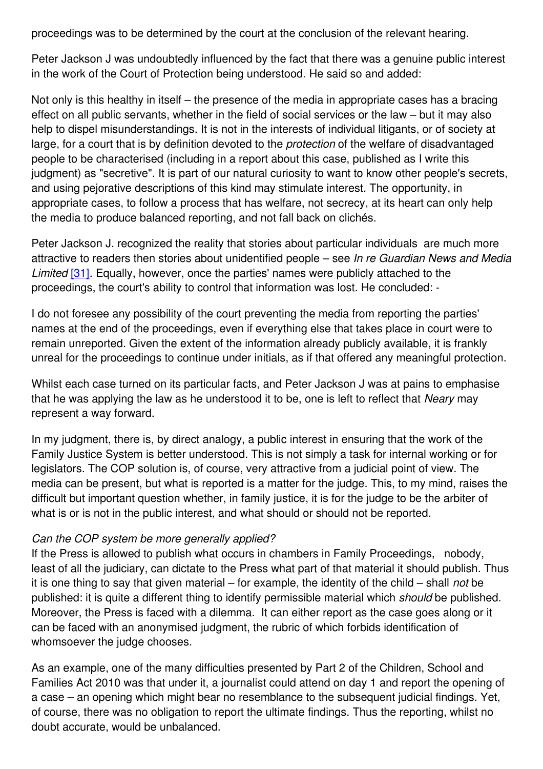proceedings was to be determined by the court at the conclusion of the relevant hearing.

Peter Jackson J was undoubtedly influenced by the fact that there was a genuine public interest in the work of the Court of Protection being understood. He said so and added:

Not only is this healthy in itself – the presence of the media in appropriate cases has a bracing effect on all public servants, whether in the field of social services or the law – but it may also help to dispel misunderstandings. It is not in the interests of individual litigants, or of society at large, for a court that is by definition devoted to the *protection* of the welfare of disadvantaged people to be characterised (including in a report about this case, published as I write this judgment) as "secretive". It is part of our natural curiosity to want to know other people's secrets, and using pejorative descriptions of this kind may stimulate interest. The opportunity, in appropriate cases, to follow a process that has welfare, not secrecy, at its heart can only help the media to produce balanced reporting, and not fall back on clichés.

Peter Jackson J. recognized the reality that stories about particular individuals are much more attractive to readers then stories about unidentified people – see *In re Guardian News and Media Limited* [31]. Equally, however, once the parties' names were publicly attached to the proceedings, the court's ability to control that information was lost. He concluded: -

I do not foresee any possibility of the court preventing the media from reporting the parties' names at the end of the proceedings, even if everything else that takes place in court were to remain unreported. Given the extent of the information already publicly available, it is frankly unreal for the proceedings to continue under initials, as if that offered any meaningful protection.

Whilst each case turned on its particular facts, and Peter Jackson J was at pains to emphasise that he was applying the law as he understood it to be, one is left to reflect that *Neary* may represent a way forward.

In my judgment, there is, by direct analogy, a public interest in ensuring that the work of the Family Justice System is better understood. This is not simply a task for internal working or for legislators. The COP solution is, of course, very attractive from a judicial point of view. The media can be present, but what is reported is a matter for the judge. This, to my mind, raises the difficult but important question whether, in family justice, it is for the judge to be the arbiter of what is or is not in the public interest, and what should or should not be reported.

*Can the COP system be more generally applied?*

If the Press is allowed to publish what occurs in chambers in Family Proceedings, nobody, least of all the judiciary, can dictate to the Press what part of that material it should publish. Thus it is one thing to say that given material – for example, the identity of the child – shall *not* be published: it is quite a different thing to identify permissible material which *should* be published. Moreover, the Press is faced with a dilemma. It can either report as the case goes along or it can be faced with an anonymised judgment, the rubric of which forbids identification of whomsoever the judge chooses.

As an example, one of the many difficulties presented by Part 2 of the Children, School and Families Act 2010 was that under it, a journalist could attend on day 1 and report the opening of a case – an opening which might bear no resemblance to the subsequent judicial findings. Yet, of course, there was no obligation to report the ultimate findings. Thus the reporting, whilst no doubt accurate, would be unbalanced.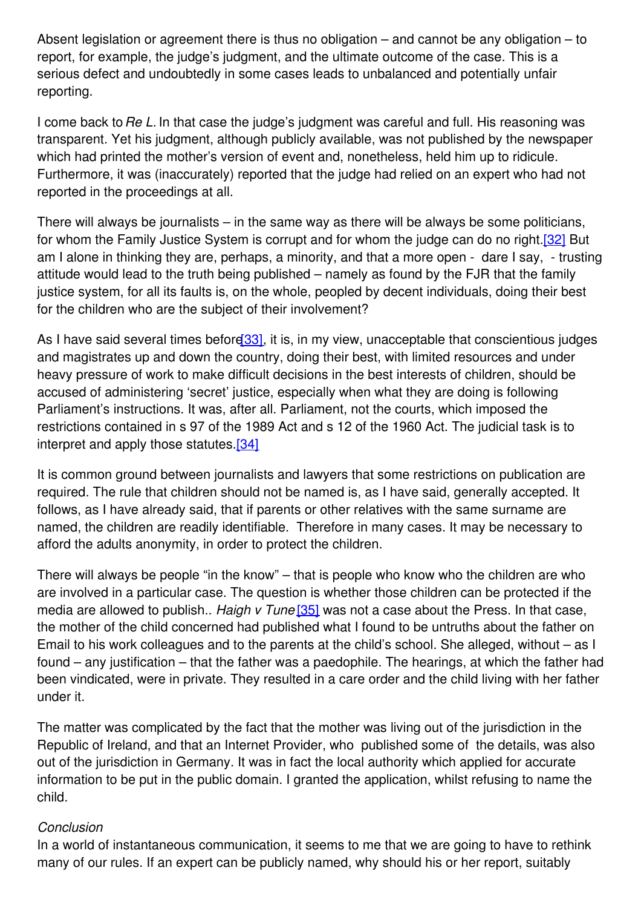Absent legislation or agreement there is thus no obligation – and cannot be any obligation – to report, for example, the judge's judgment, and the ultimate outcome of the case. This is a serious defect and undoubtedly in some cases leads to unbalanced and potentially unfair reporting.

I come back to *Re L.* In that case the judge's judgment was careful and full. His reasoning was transparent. Yet his judgment, although publicly available, was not published by the newspaper which had printed the mother's version of event and, nonetheless, held him up to ridicule. Furthermore, it was (inaccurately) reported that the judge had relied on an expert who had not reported in the proceedings at all.

There will always be journalists – in the same way as there will be always be some politicians, for whom the Family Justice System is corrupt and for whom the judge can do no right.[32] But am I alone in thinking they are, perhaps, a minority, and that a more open - dare I say, - trusting attitude would lead to the truth being published – namely as found by the FJR that the family justice system, for all its faults is, on the whole, peopled by decent individuals, doing their best for the children who are the subject of their involvement?

As I have said several times before[33], it is, in my view, unacceptable that conscientious judges and magistrates up and down the country, doing their best, with limited resources and under heavy pressure of work to make difficult decisions in the best interests of children, should be accused of administering 'secret' justice, especially when what they are doing is following Parliament's instructions. It was, after all. Parliament, not the courts, which imposed the restrictions contained in s 97 of the 1989 Act and s 12 of the 1960 Act. The judicial task is to interpret and apply those statutes.[34]

It is common ground between journalists and lawyers that some restrictions on publication are required. The rule that children should not be named is, as I have said, generally accepted. It follows, as I have already said, that if parents or other relatives with the same surname are named, the children are readily identifiable. Therefore in many cases. It may be necessary to afford the adults anonymity, in order to protect the children.

There will always be people "in the know" – that is people who know who the children are who are involved in a particular case. The question is whether those children can be protected if the media are allowed to publish.. *Haigh v Tune*[35] was not a case about the Press. In that case, the mother of the child concerned had published what I found to be untruths about the father on Email to his work colleagues and to the parents at the child's school. She alleged, without – as I found – any justification – that the father was a paedophile. The hearings, at which the father had been vindicated, were in private. They resulted in a care order and the child living with her father under it.

The matter was complicated by the fact that the mother was living out of the jurisdiction in the Republic of Ireland, and that an Internet Provider, who published some of the details, was also out of the jurisdiction in Germany. It was in fact the local authority which applied for accurate information to be put in the public domain. I granted the application, whilst refusing to name the child.

*Conclusion*

In a world of instantaneous communication, it seems to me that we are going to have to rethink many of our rules. If an expert can be publicly named, why should his or her report, suitably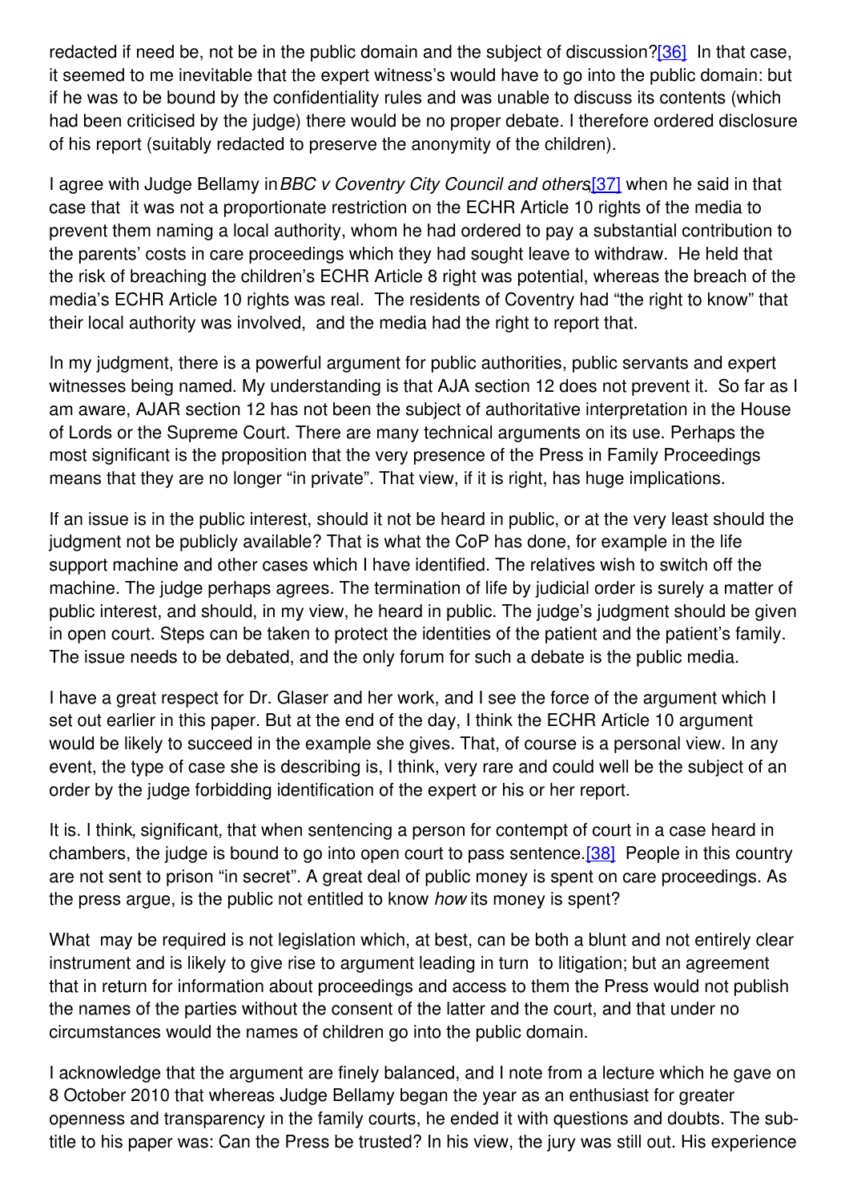redacted if need be, not be in the public domain and the subject of discussion?[36] In that case, it seemed to me inevitable that the expert witness's would have to go into the public domain: but if he was to be bound by the confidentiality rules and was unable to discuss its contents (which had been criticised by the judge) there would be no proper debate. I therefore ordered disclosure of his report (suitably redacted to preserve the anonymity of the children).

I agree with Judge Bellamy in *BBC v Coventry City Council and others*[37] when he said in that case that it was not a proportionate restriction on the ECHR Article 10 rights of the media to prevent them naming a local authority, whom he had ordered to pay a substantial contribution to the parents' costs in care proceedings which they had sought leave to withdraw. He held that the risk of breaching the children's ECHR Article 8 right was potential, whereas the breach of the media's ECHR Article 10 rights was real. The residents of Coventry had "the right to know" that their local authority was involved, and the media had the right to report that.

In my judgment, there is a powerful argument for public authorities, public servants and expert witnesses being named. My understanding is that AJA section 12 does not prevent it. So far as I am aware, AJAR section 12 has not been the subject of authoritative interpretation in the House of Lords or the Supreme Court. There are many technical arguments on its use. Perhaps the most significant is the proposition that the very presence of the Press in Family Proceedings means that they are no longer "in private". That view, if it is right, has huge implications.

If an issue is in the public interest, should it not be heard in public, or at the very least should the judgment not be publicly available? That is what the CoP has done, for example in the life support machine and other cases which I have identified. The relatives wish to switch off the machine. The judge perhaps agrees. The termination of life by judicial order is surely a matter of public interest, and should, in my view, he heard in public. The judge's judgment should be given in open court. Steps can be taken to protect the identities of the patient and the patient's family. The issue needs to be debated, and the only forum for such a debate is the public media.

I have a great respect for Dr. Glaser and her work, and I see the force of the argument which I set out earlier in this paper. But at the end of the day, I think the ECHR Article 10 argument would be likely to succeed in the example she gives. That, of course is a personal view. In any event, the type of case she is describing is, I think, very rare and could well be the subject of an order by the judge forbidding identification of the expert or his or her report.

It is. I think, significant, that when sentencing a person for contempt of court in a case heard in chambers, the judge is bound to go into open court to pass sentence.[38] People in this country are not sent to prison "in secret". A great deal of public money is spent on care proceedings. As the press argue, is the public not entitled to know *how* its money is spent?

What may be required is not legislation which, at best, can be both a blunt and not entirely clear instrument and is likely to give rise to argument leading in turn to litigation; but an agreement that in return for information about proceedings and access to them the Press would not publish the names of the parties without the consent of the latter and the court, and that under no circumstances would the names of children go into the public domain.

I acknowledge that the argument are finely balanced, and I note from a lecture which he gave on 8 October 2010 that whereas Judge Bellamy began the year as an enthusiast for greater openness and transparency in the family courts, he ended it with questions and doubts. The sub-title to his paper was: Can the Press be trusted? In his view, the jury was still out. His experience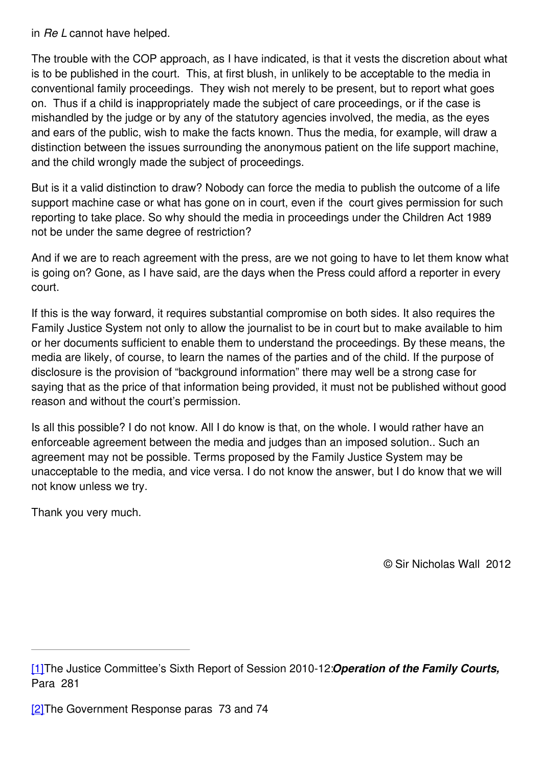in *Re L* cannot have helped.

The trouble with the COP approach, as I have indicated, is that it vests the discretion about what is to be published in the court. This, at first blush, in unlikely to be acceptable to the media in conventional family proceedings. They wish not merely to be present, but to report what goes on. Thus if a child is inappropriately made the subject of care proceedings, or if the case is mishandled by the judge or by any of the statutory agencies involved, the media, as the eyes and ears of the public, wish to make the facts known. Thus the media, for example, will draw a distinction between the issues surrounding the anonymous patient on the life support machine, and the child wrongly made the subject of proceedings.

But is it a valid distinction to draw? Nobody can force the media to publish the outcome of a life support machine case or what has gone on in court, even if the court gives permission for such reporting to take place. So why should the media in proceedings under the Children Act 1989 not be under the same degree of restriction?

And if we are to reach agreement with the press, are we not going to have to let them know what is going on? Gone, as I have said, are the days when the Press could afford a reporter in every court.

If this is the way forward, it requires substantial compromise on both sides. It also requires the Family Justice System not only to allow the journalist to be in court but to make available to him or her documents sufficient to enable them to understand the proceedings. By these means, the media are likely, of course, to learn the names of the parties and of the child. If the purpose of disclosure is the provision of "background information" there may well be a strong case for saying that as the price of that information being provided, it must not be published without good reason and without the court's permission.

Is all this possible? I do not know. All I do know is that, on the whole. I would rather have an enforceable agreement between the media and judges than an imposed solution.. Such an agreement may not be possible. Terms proposed by the Family Justice System may be unacceptable to the media, and vice versa. I do not know the answer, but I do know that we will not know unless we try.

Thank you very much.

© Sir Nicholas Wall 2012

---

[1]The Justice Committee's Sixth Report of Session 2010-12:***Operation of the Family Courts,*** Para 281

[2]The Government Response paras 73 and 74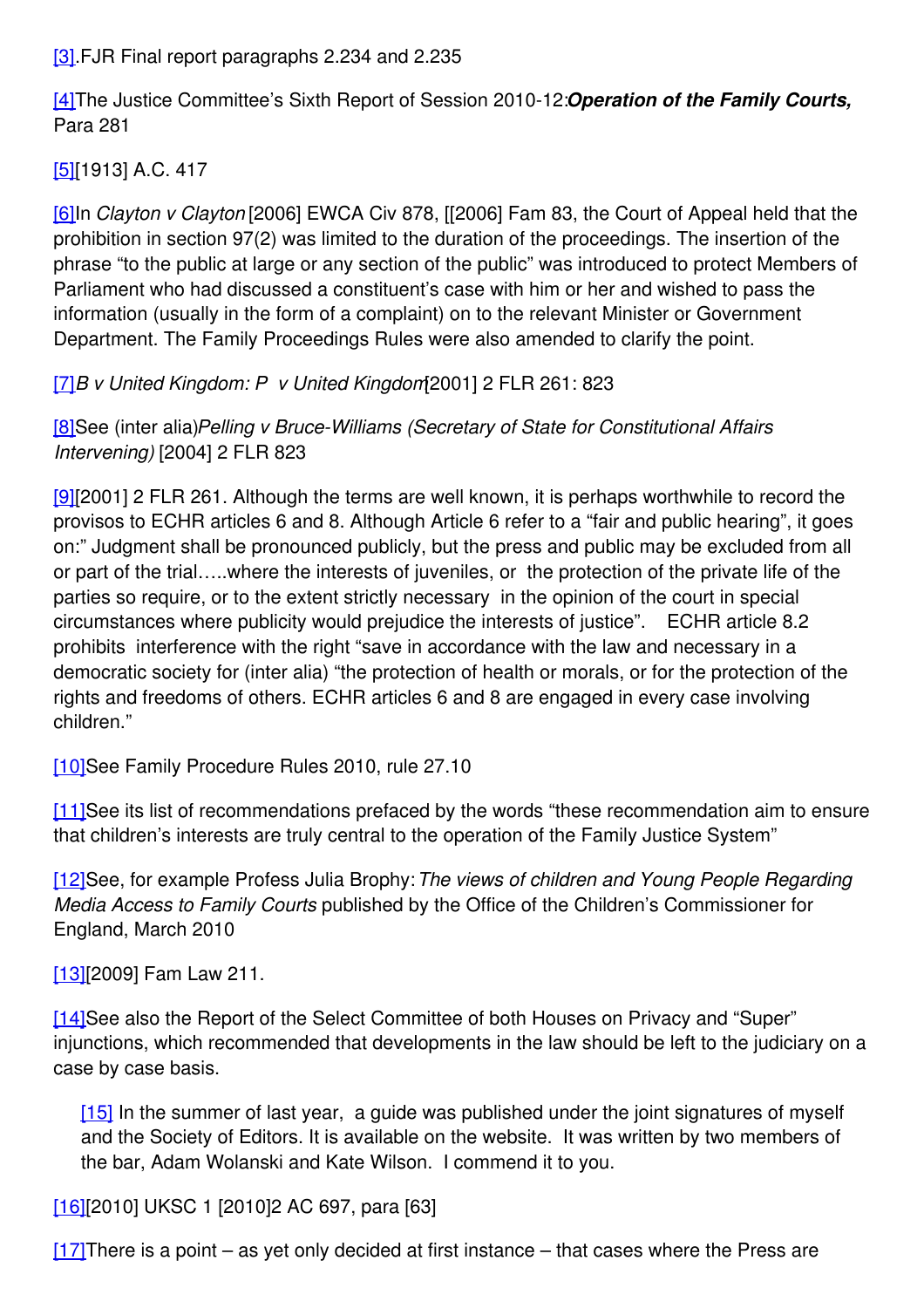[3].FJR Final report paragraphs 2.234 and 2.235

[4]The Justice Committee's Sixth Report of Session 2010-12:***Operation of the Family Courts,*** Para 281

[5][1913] A.C. 417

[6]In *Clayton v Clayton* [2006] EWCA Civ 878, [[2006] Fam 83, the Court of Appeal held that the prohibition in section 97(2) was limited to the duration of the proceedings. The insertion of the phrase "to the public at large or any section of the public" was introduced to protect Members of Parliament who had discussed a constituent's case with him or her and wished to pass the information (usually in the form of a complaint) on to the relevant Minister or Government Department. The Family Proceedings Rules were also amended to clarify the point.

[7]*B v United Kingdom: P v United Kingdom* [2001] 2 FLR 261: 823

[8]See (inter alia)*Pelling v Bruce-Williams (Secretary of State for Constitutional Affairs Intervening)* [2004] 2 FLR 823

[9][2001] 2 FLR 261. Although the terms are well known, it is perhaps worthwhile to record the provisos to ECHR articles 6 and 8. Although Article 6 refer to a "fair and public hearing", it goes on:" Judgment shall be pronounced publicly, but the press and public may be excluded from all or part of the trial…..where the interests of juveniles, or the protection of the private life of the parties so require, or to the extent strictly necessary in the opinion of the court in special circumstances where publicity would prejudice the interests of justice". ECHR article 8.2 prohibits interference with the right "save in accordance with the law and necessary in a democratic society for (inter alia) "the protection of health or morals, or for the protection of the rights and freedoms of others. ECHR articles 6 and 8 are engaged in every case involving children."

[10]See Family Procedure Rules 2010, rule 27.10

[11]See its list of recommendations prefaced by the words "these recommendation aim to ensure that children's interests are truly central to the operation of the Family Justice System"

[12]See, for example Profess Julia Brophy: *The views of children and Young People Regarding Media Access to Family Courts* published by the Office of the Children's Commissioner for England, March 2010

[13][2009] Fam Law 211.

[14]See also the Report of the Select Committee of both Houses on Privacy and "Super" injunctions, which recommended that developments in the law should be left to the judiciary on a case by case basis.

> [15] In the summer of last year, a guide was published under the joint signatures of myself and the Society of Editors. It is available on the website. It was written by two members of the bar, Adam Wolanski and Kate Wilson. I commend it to you.

[16][2010] UKSC 1 [2010]2 AC 697, para [63]

[17]There is a point – as yet only decided at first instance – that cases where the Press are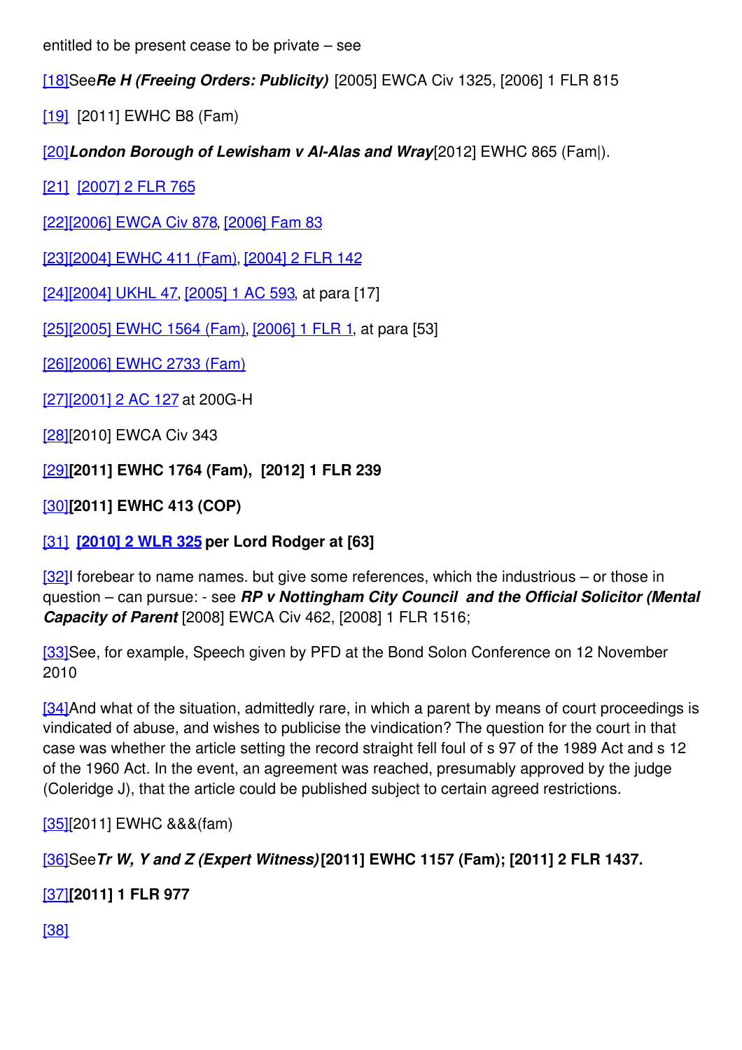entitled to be present cease to be private – see

[18]See ***Re H (Freeing Orders: Publicity)*** [2005] EWCA Civ 1325, [2006] 1 FLR 815

[19] [2011] EWHC B8 (Fam)

[20]***London Borough of Lewisham v Al-Alas and Wray***[2012] EWHC 865 (Fam|).

[21] [2007] 2 FLR 765

[22][2006] EWCA Civ 878, [2006] Fam 83

[23][2004] EWHC 411 (Fam), [2004] 2 FLR 142

[24][2004] UKHL 47, [2005] 1 AC 593, at para [17]

[25][2005] EWHC 1564 (Fam), [2006] 1 FLR 1, at para [53]

[26][2006] EWHC 2733 (Fam)

[27][2001] 2 AC 127 at 200G-H

[28][2010] EWCA Civ 343

[29]**[2011] EWHC 1764 (Fam), [2012] 1 FLR 239**

[30]**[2011] EWHC 413 (COP)**

[31] **[2010] 2 WLR 325 per Lord Rodger at [63]**

[32]I forebear to name names. but give some references, which the industrious – or those in question – can pursue: - see ***RP v Nottingham City Council and the Official Solicitor (Mental Capacity of Parent*** [2008] EWCA Civ 462, [2008] 1 FLR 1516;

[33]See, for example, Speech given by PFD at the Bond Solon Conference on 12 November 2010

[34]And what of the situation, admittedly rare, in which a parent by means of court proceedings is vindicated of abuse, and wishes to publicise the vindication? The question for the court in that case was whether the article setting the record straight fell foul of s 97 of the 1989 Act and s 12 of the 1960 Act. In the event, an agreement was reached, presumably approved by the judge (Coleridge J), that the article could be published subject to certain agreed restrictions.

[35][2011] EWHC &&&(fam)

[36]See***Tr W, Y and Z (Expert Witness)*****[2011] EWHC 1157 (Fam); [2011] 2 FLR 1437.**

[37]**[2011] 1 FLR 977**

[38]